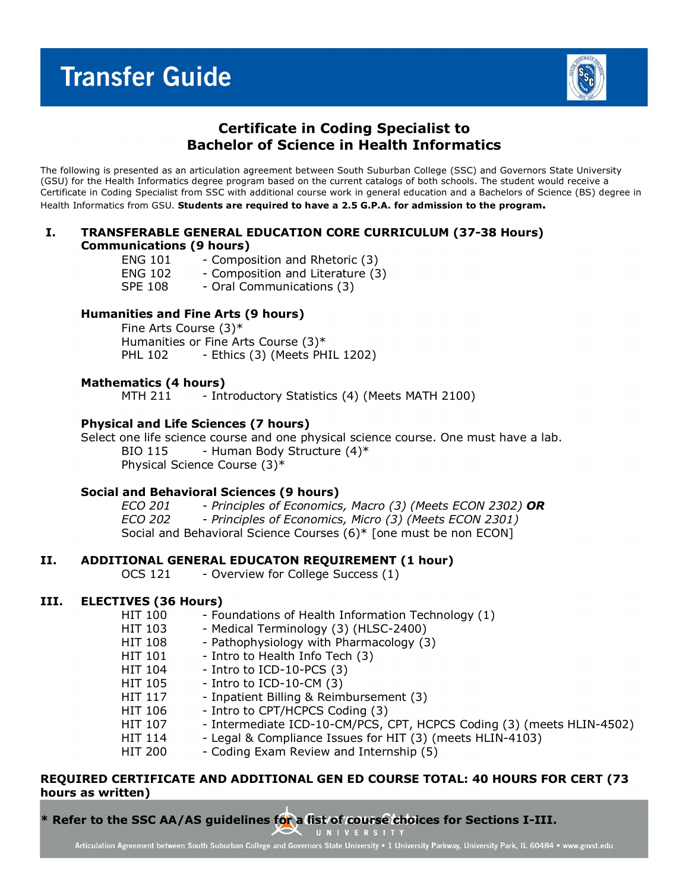# Transfer Guide

## Certificate in Coding Specialist to Bachelor of Science in Health Informatics

The following is presented as an articulation agreement between South Suburban College (SSC) and Governors State University (GSU) for the Health Informatics degree program based on the current catalogs of both schools. The student would receive a Certificate in Coding Specialist from SSC with additional course work in general education and a Bachelors of Science (BS) degree in Health Informatics from GSU. **Students are required to have a 2.5 G.P.A. for admission to the program.**

### I. TRANSFERABLE GENERAL EDUCATION CORE CURRICULUM (37-38 Hours)

**Communications (9 hours)**

- ENG 101 - Composition and Rhetoric (3)
- ENG 102 - Composition and Literature (3)
- SPE 108 - Oral Communications (3)

**Humanities and Fine Arts (9 hours)**

- Fine Arts Course (3)*
- Humanities or Fine Arts Course (3)*
- PHL 102 - Ethics (3) (Meets PHIL 1202)

**Mathematics (4 hours)**

- MTH 211 - Introductory Statistics (4) (Meets MATH 2100)

**Physical and Life Sciences (7 hours)**

Select one life science course and one physical science course. One must have a lab.

- BIO 115 - Human Body Structure (4)*
- Physical Science Course (3)*

**Social and Behavioral Sciences (9 hours)**

- *ECO 201 - Principles of Economics, Macro (3) (Meets ECON 2302)* ***OR***
- *ECO 202 - Principles of Economics, Micro (3) (Meets ECON 2301)*
- Social and Behavioral Science Courses (6)* [one must be non ECON]

### II. ADDITIONAL GENERAL EDUCATON REQUIREMENT (1 hour)

- OCS 121 - Overview for College Success (1)

### III. ELECTIVES (36 Hours)

- HIT 100 - Foundations of Health Information Technology (1)
- HIT 103 - Medical Terminology (3) (HLSC-2400)
- HIT 108 - Pathophysiology with Pharmacology (3)
- HIT 101 - Intro to Health Info Tech (3)
- HIT 104 - Intro to ICD-10-PCS (3)
- HIT 105 - Intro to ICD-10-CM (3)
- HIT 117 - Inpatient Billing & Reimbursement (3)
- HIT 106 - Intro to CPT/HCPCS Coding (3)
- HIT 107 - Intermediate ICD-10-CM/PCS, CPT, HCPCS Coding (3) (meets HLIN-4502)
- HIT 114 - Legal & Compliance Issues for HIT (3) (meets HLIN-4103)
- HIT 200 - Coding Exam Review and Internship (5)

**REQUIRED CERTIFICATE AND ADDITIONAL GEN ED COURSE TOTAL: 40 HOURS FOR CERT (73 hours as written)**

**\* Refer to the SSC AA/AS guidelines for a list of course choices for Sections I-III.**

Articulation Agreement between South Suburban College and Governors State University • 1 University Parkway, University Park, IL 60484 • www.govst.edu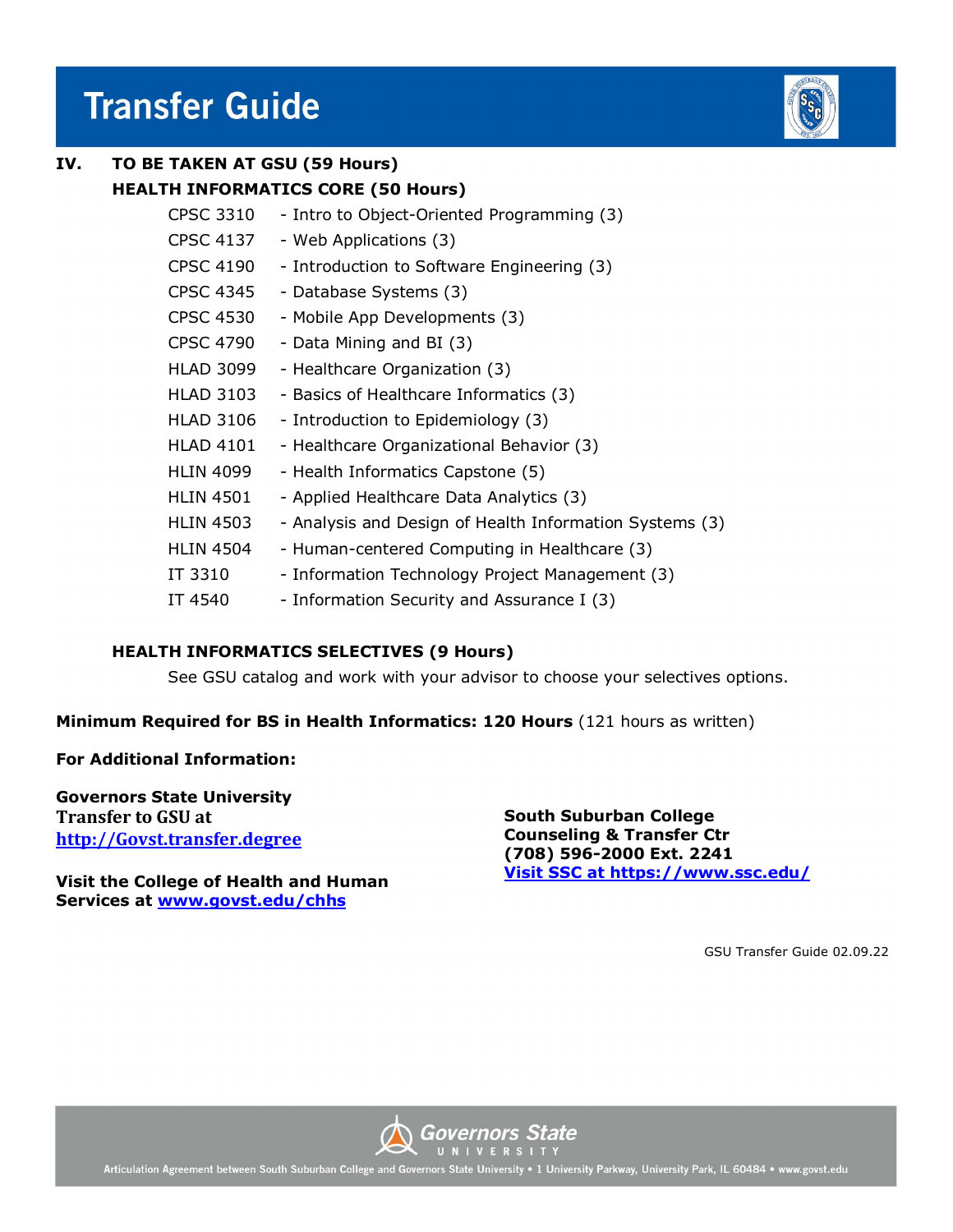# Transfer Guide

## IV. TO BE TAKEN AT GSU (59 Hours)

### HEALTH INFORMATICS CORE (50 Hours)

| | |
|---|---|
| CPSC 3310 | - Intro to Object-Oriented Programming (3) |
| CPSC 4137 | - Web Applications (3) |
| CPSC 4190 | - Introduction to Software Engineering (3) |
| CPSC 4345 | - Database Systems (3) |
| CPSC 4530 | - Mobile App Developments (3) |
| CPSC 4790 | - Data Mining and BI (3) |
| HLAD 3099 | - Healthcare Organization (3) |
| HLAD 3103 | - Basics of Healthcare Informatics (3) |
| HLAD 3106 | - Introduction to Epidemiology (3) |
| HLAD 4101 | - Healthcare Organizational Behavior (3) |
| HLIN 4099 | - Health Informatics Capstone (5) |
| HLIN 4501 | - Applied Healthcare Data Analytics (3) |
| HLIN 4503 | - Analysis and Design of Health Information Systems (3) |
| HLIN 4504 | - Human-centered Computing in Healthcare (3) |
| IT 3310 | - Information Technology Project Management (3) |
| IT 4540 | - Information Security and Assurance I (3) |

### HEALTH INFORMATICS SELECTIVES (9 Hours)

See GSU catalog and work with your advisor to choose your selectives options.

**Minimum Required for BS in Health Informatics: 120 Hours** (121 hours as written)

**For Additional Information:**

**Governors State University**
**Transfer to GSU at** **http://Govst.transfer.degree**

**Visit the College of Health and Human Services at** **www.govst.edu/chhs**

**South Suburban College**
**Counseling & Transfer Ctr**
**(708) 596-2000 Ext. 2241**
**Visit SSC at https://www.ssc.edu/**

GSU Transfer Guide 02.09.22

Governors State University

Articulation Agreement between South Suburban College and Governors State University • 1 University Parkway, University Park, IL 60484 • www.govst.edu